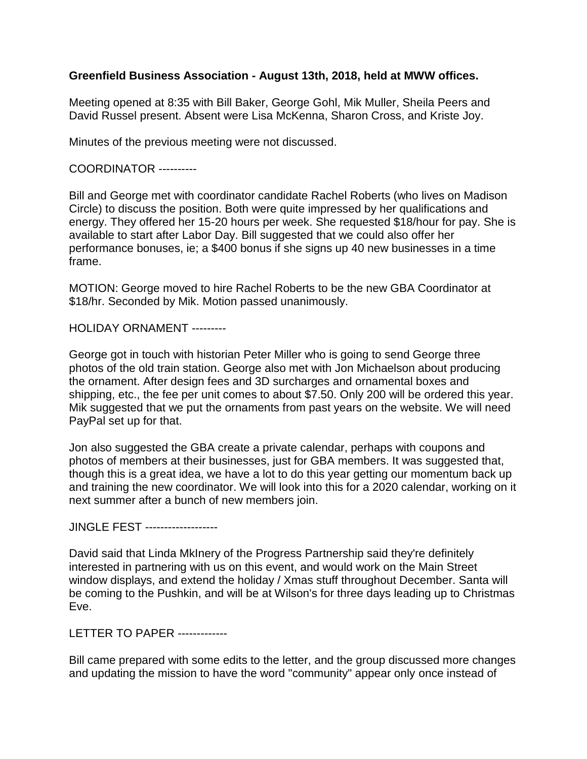**Greenfield Business Association - August 13th, 2018, held at MWW offices.**

Meeting opened at 8:35 with Bill Baker, George Gohl, Mik Muller, Sheila Peers and David Russel present. Absent were Lisa McKenna, Sharon Cross, and Kriste Joy.

Minutes of the previous meeting were not discussed.

COORDINATOR ----------

Bill and George met with coordinator candidate Rachel Roberts (who lives on Madison Circle) to discuss the position. Both were quite impressed by her qualifications and energy. They offered her 15-20 hours per week. She requested $18/hour for pay. She is available to start after Labor Day. Bill suggested that we could also offer her performance bonuses, ie; a $400 bonus if she signs up 40 new businesses in a time frame.

MOTION: George moved to hire Rachel Roberts to be the new GBA Coordinator at $18/hr. Seconded by Mik. Motion passed unanimously.

HOLIDAY ORNAMENT ---------

George got in touch with historian Peter Miller who is going to send George three photos of the old train station. George also met with Jon Michaelson about producing the ornament. After design fees and 3D surcharges and ornamental boxes and shipping, etc., the fee per unit comes to about $7.50. Only 200 will be ordered this year. Mik suggested that we put the ornaments from past years on the website. We will need PayPal set up for that.

Jon also suggested the GBA create a private calendar, perhaps with coupons and photos of members at their businesses, just for GBA members. It was suggested that, though this is a great idea, we have a lot to do this year getting our momentum back up and training the new coordinator. We will look into this for a 2020 calendar, working on it next summer after a bunch of new members join.

JINGLE FEST -------------------

David said that Linda MkInery of the Progress Partnership said they're definitely interested in partnering with us on this event, and would work on the Main Street window displays, and extend the holiday / Xmas stuff throughout December. Santa will be coming to the Pushkin, and will be at Wilson's for three days leading up to Christmas Eve.

LETTER TO PAPER -------------

Bill came prepared with some edits to the letter, and the group discussed more changes and updating the mission to have the word "community" appear only once instead of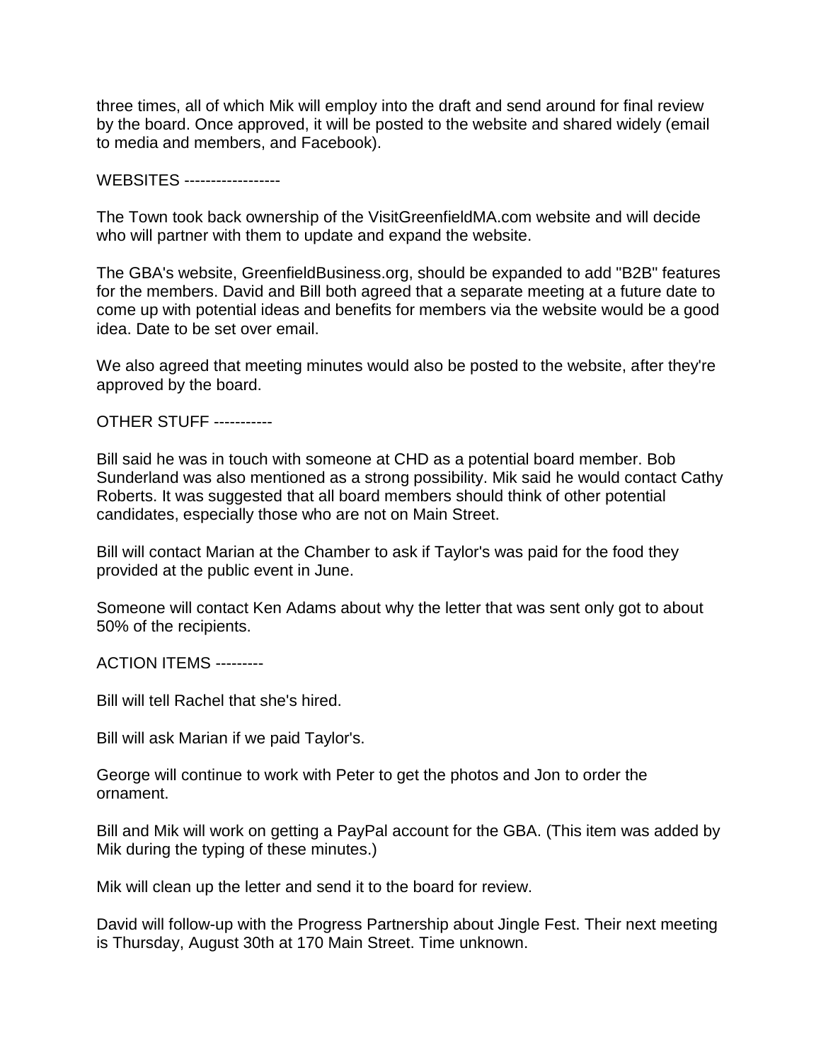three times, all of which Mik will employ into the draft and send around for final review by the board. Once approved, it will be posted to the website and shared widely (email to media and members, and Facebook).

WEBSITES ------------------

The Town took back ownership of the VisitGreenfieldMA.com website and will decide who will partner with them to update and expand the website.

The GBA's website, GreenfieldBusiness.org, should be expanded to add "B2B" features for the members. David and Bill both agreed that a separate meeting at a future date to come up with potential ideas and benefits for members via the website would be a good idea. Date to be set over email.

We also agreed that meeting minutes would also be posted to the website, after they're approved by the board.

OTHER STUFF -----------

Bill said he was in touch with someone at CHD as a potential board member. Bob Sunderland was also mentioned as a strong possibility. Mik said he would contact Cathy Roberts. It was suggested that all board members should think of other potential candidates, especially those who are not on Main Street.

Bill will contact Marian at the Chamber to ask if Taylor's was paid for the food they provided at the public event in June.

Someone will contact Ken Adams about why the letter that was sent only got to about 50% of the recipients.

ACTION ITEMS ---------

Bill will tell Rachel that she's hired.

Bill will ask Marian if we paid Taylor's.

George will continue to work with Peter to get the photos and Jon to order the ornament.

Bill and Mik will work on getting a PayPal account for the GBA. (This item was added by Mik during the typing of these minutes.)

Mik will clean up the letter and send it to the board for review.

David will follow-up with the Progress Partnership about Jingle Fest. Their next meeting is Thursday, August 30th at 170 Main Street. Time unknown.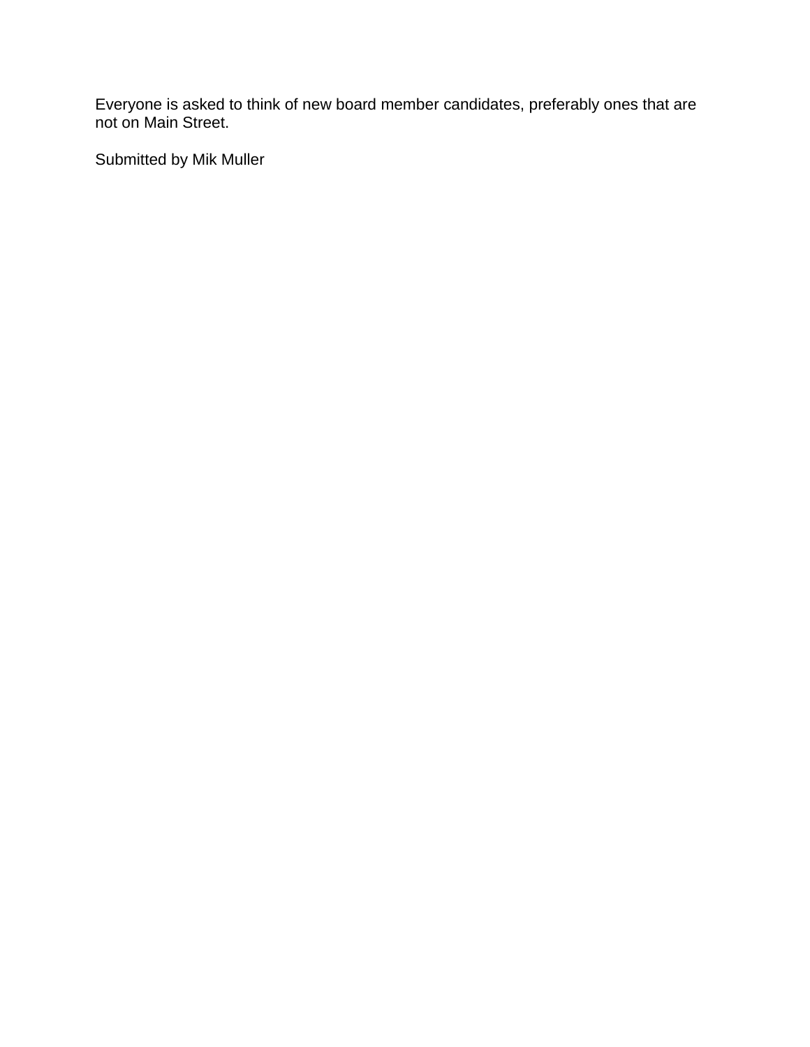Everyone is asked to think of new board member candidates, preferably ones that are not on Main Street.

Submitted by Mik Muller